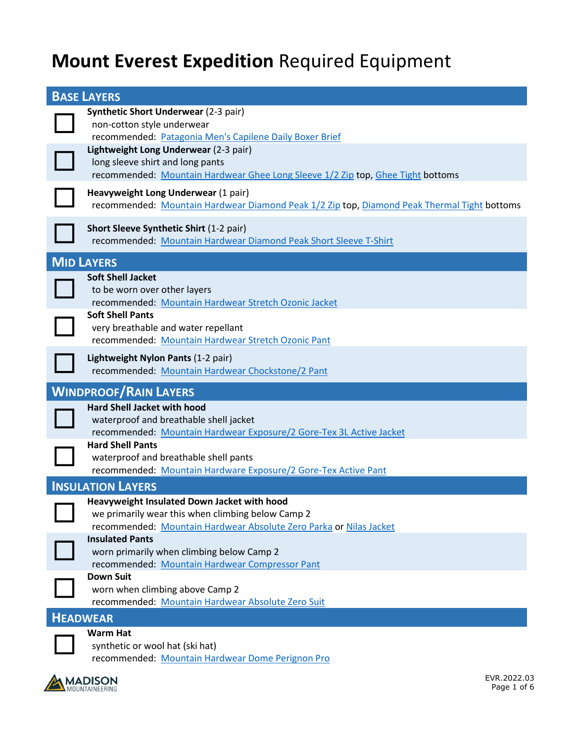# **Mount Everest Expedition** Required Equipment

## Base Layers

- [ ] **Synthetic Short Underwear** (2-3 pair)
  non-cotton style underwear
  recommended: Patagonia Men's Capilene Daily Boxer Brief
- [ ] **Lightweight Long Underwear** (2-3 pair)
  long sleeve shirt and long pants
  recommended: Mountain Hardwear Ghee Long Sleeve 1/2 Zip top, Ghee Tight bottoms
- [ ] **Heavyweight Long Underwear** (1 pair)
  recommended: Mountain Hardwear Diamond Peak 1/2 Zip top, Diamond Peak Thermal Tight bottoms
- [ ] **Short Sleeve Synthetic Shirt** (1-2 pair)
  recommended: Mountain Hardwear Diamond Peak Short Sleeve T-Shirt

## Mid Layers

- [ ] **Soft Shell Jacket**
  to be worn over other layers
  recommended: Mountain Hardwear Stretch Ozonic Jacket
- [ ] **Soft Shell Pants**
  very breathable and water repellant
  recommended: Mountain Hardwear Stretch Ozonic Pant
- [ ] **Lightweight Nylon Pants** (1-2 pair)
  recommended: Mountain Hardwear Chockstone/2 Pant

## Windproof/Rain Layers

- [ ] **Hard Shell Jacket with hood**
  waterproof and breathable shell jacket
  recommended: Mountain Hardwear Exposure/2 Gore-Tex 3L Active Jacket
- [ ] **Hard Shell Pants**
  waterproof and breathable shell pants
  recommended: Mountain Hardware Exposure/2 Gore-Tex Active Pant

## Insulation Layers

- [ ] **Heavyweight Insulated Down Jacket with hood**
  we primarily wear this when climbing below Camp 2
  recommended: Mountain Hardwear Absolute Zero Parka or Nilas Jacket
- [ ] **Insulated Pants**
  worn primarily when climbing below Camp 2
  recommended: Mountain Hardwear Compressor Pant
- [ ] **Down Suit**
  worn when climbing above Camp 2
  recommended: Mountain Hardwear Absolute Zero Suit

## Headwear

- [ ] **Warm Hat**
  synthetic or wool hat (ski hat)
  recommended: Mountain Hardwear Dome Perignon Pro

MADISON MOUNTAINEERING

EVR.2022.03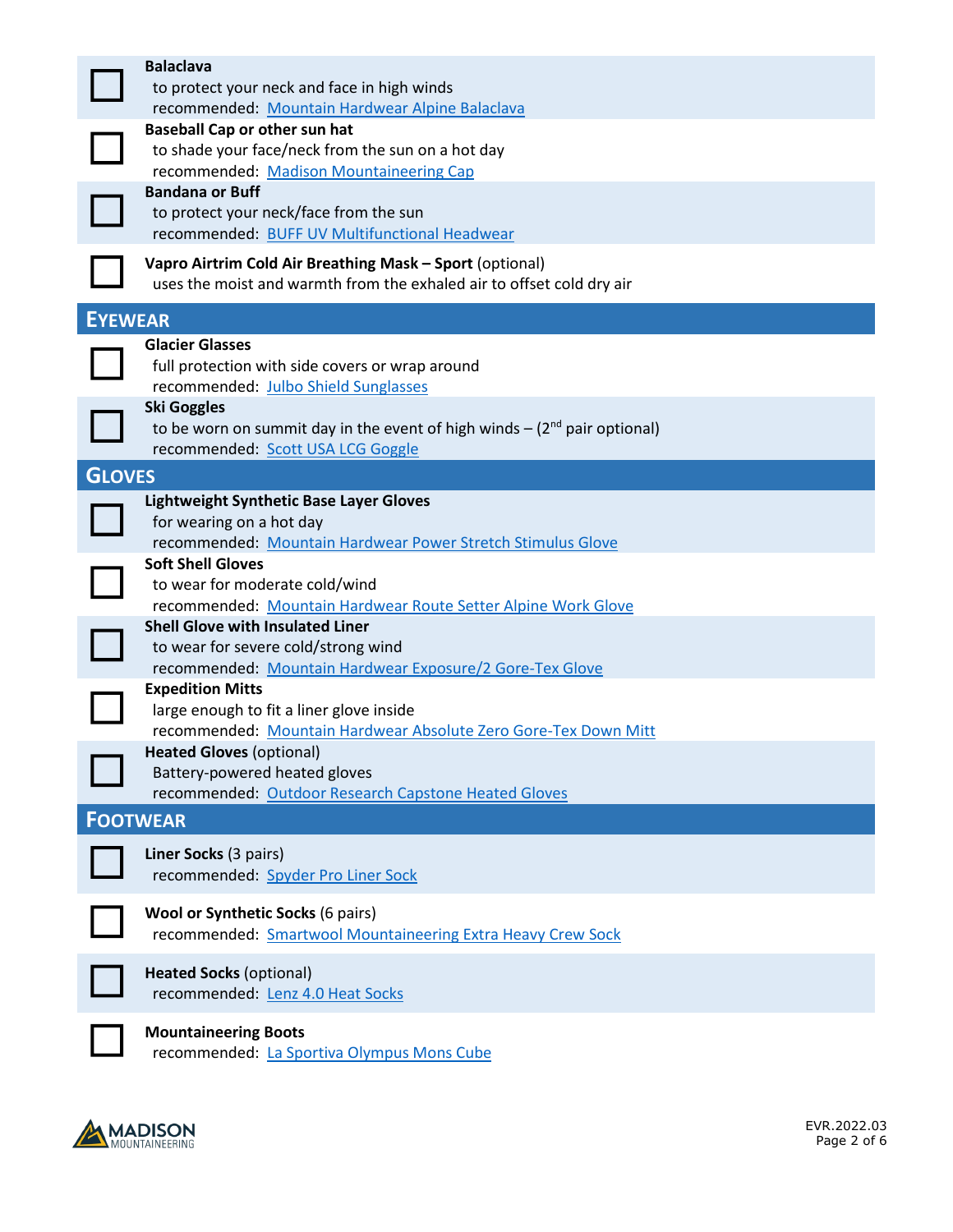- [ ] **Balaclava**
  to protect your neck and face in high winds
  recommended: Mountain Hardwear Alpine Balaclava
- [ ] **Baseball Cap or other sun hat**
  to shade your face/neck from the sun on a hot day
  recommended: Madison Mountaineering Cap
- [ ] **Bandana or Buff**
  to protect your neck/face from the sun
  recommended: BUFF UV Multifunctional Headwear
- [ ] **Vapro Airtrim Cold Air Breathing Mask – Sport** (optional)
  uses the moist and warmth from the exhaled air to offset cold dry air

## EYEWEAR

- [ ] **Glacier Glasses**
  full protection with side covers or wrap around
  recommended: Julbo Shield Sunglasses
- [ ] **Ski Goggles**
  to be worn on summit day in the event of high winds – (2nd pair optional)
  recommended: Scott USA LCG Goggle

## GLOVES

- [ ] **Lightweight Synthetic Base Layer Gloves**
  for wearing on a hot day
  recommended: Mountain Hardwear Power Stretch Stimulus Glove
- [ ] **Soft Shell Gloves**
  to wear for moderate cold/wind
  recommended: Mountain Hardwear Route Setter Alpine Work Glove
- [ ] **Shell Glove with Insulated Liner**
  to wear for severe cold/strong wind
  recommended: Mountain Hardwear Exposure/2 Gore-Tex Glove
- [ ] **Expedition Mitts**
  large enough to fit a liner glove inside
  recommended: Mountain Hardwear Absolute Zero Gore-Tex Down Mitt
- [ ] **Heated Gloves** (optional)
  Battery-powered heated gloves
  recommended: Outdoor Research Capstone Heated Gloves

## FOOTWEAR

- [ ] **Liner Socks** (3 pairs)
  recommended: Spyder Pro Liner Sock
- [ ] **Wool or Synthetic Socks** (6 pairs)
  recommended: Smartwool Mountaineering Extra Heavy Crew Sock
- [ ] **Heated Socks** (optional)
  recommended: Lenz 4.0 Heat Socks
- [ ] **Mountaineering Boots**
  recommended: La Sportiva Olympus Mons Cube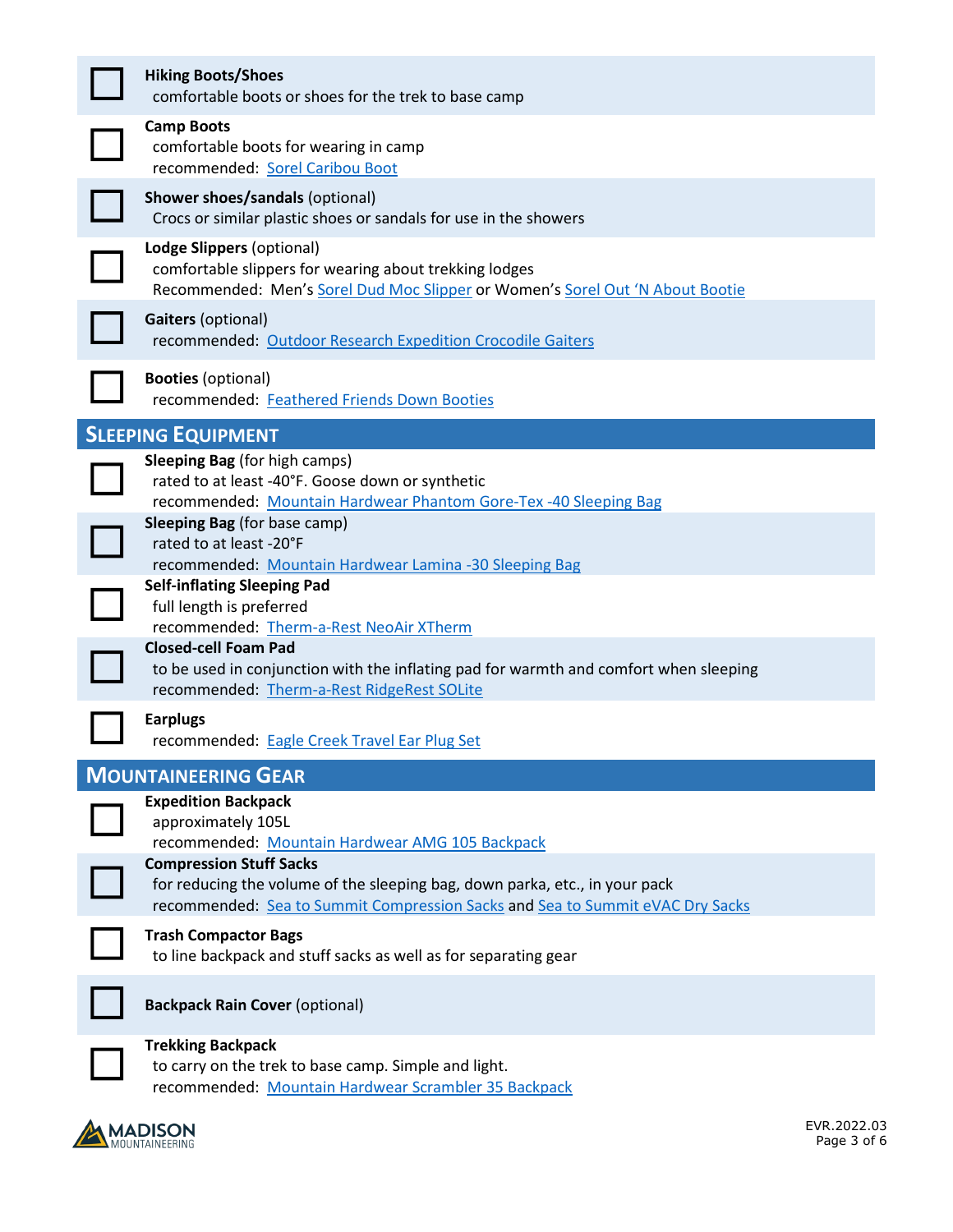- [ ] **Hiking Boots/Shoes**
  comfortable boots or shoes for the trek to base camp

- [ ] **Camp Boots**
  comfortable boots for wearing in camp
  recommended: Sorel Caribou Boot

- [ ] **Shower shoes/sandals** (optional)
  Crocs or similar plastic shoes or sandals for use in the showers

- [ ] **Lodge Slippers** (optional)
  comfortable slippers for wearing about trekking lodges
  Recommended: Men's Sorel Dud Moc Slipper or Women's Sorel Out 'N About Bootie

- [ ] **Gaiters** (optional)
  recommended: Outdoor Research Expedition Crocodile Gaiters

- [ ] **Booties** (optional)
  recommended: Feathered Friends Down Booties

## Sleeping Equipment

- [ ] **Sleeping Bag** (for high camps)
  rated to at least -40°F. Goose down or synthetic
  recommended: Mountain Hardwear Phantom Gore-Tex -40 Sleeping Bag

- [ ] **Sleeping Bag** (for base camp)
  rated to at least -20°F
  recommended: Mountain Hardwear Lamina -30 Sleeping Bag

- [ ] **Self-inflating Sleeping Pad**
  full length is preferred
  recommended: Therm-a-Rest NeoAir XTherm

- [ ] **Closed-cell Foam Pad**
  to be used in conjunction with the inflating pad for warmth and comfort when sleeping
  recommended: Therm-a-Rest RidgeRest SOLite

- [ ] **Earplugs**
  recommended: Eagle Creek Travel Ear Plug Set

## Mountaineering Gear

- [ ] **Expedition Backpack**
  approximately 105L
  recommended: Mountain Hardwear AMG 105 Backpack

- [ ] **Compression Stuff Sacks**
  for reducing the volume of the sleeping bag, down parka, etc., in your pack
  recommended: Sea to Summit Compression Sacks and Sea to Summit eVAC Dry Sacks

- [ ] **Trash Compactor Bags**
  to line backpack and stuff sacks as well as for separating gear

- [ ] **Backpack Rain Cover** (optional)

- [ ] **Trekking Backpack**
  to carry on the trek to base camp. Simple and light.
  recommended: Mountain Hardwear Scrambler 35 Backpack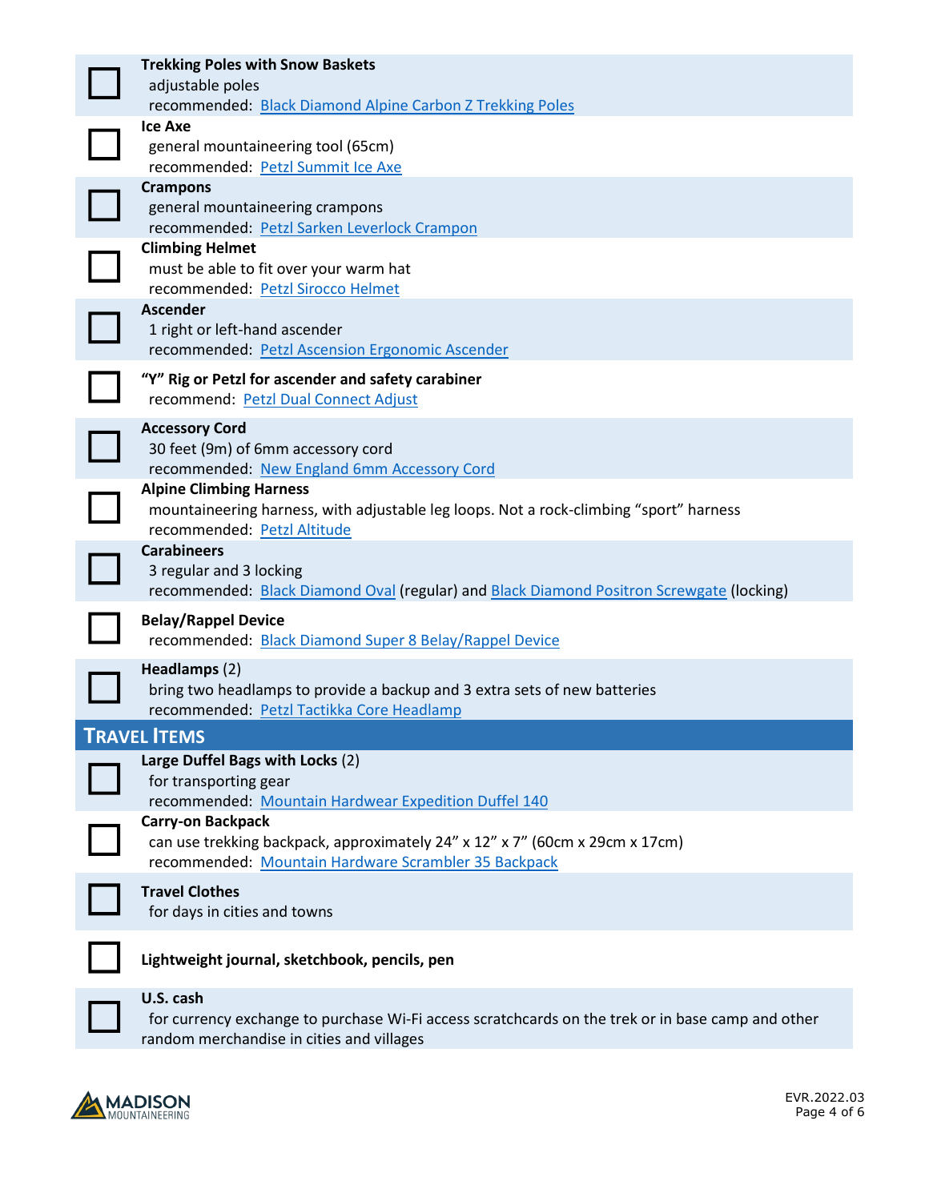- [ ] **Trekking Poles with Snow Baskets**
  adjustable poles
  recommended: Black Diamond Alpine Carbon Z Trekking Poles

- [ ] **Ice Axe**
  general mountaineering tool (65cm)
  recommended: Petzl Summit Ice Axe

- [ ] **Crampons**
  general mountaineering crampons
  recommended: Petzl Sarken Leverlock Crampon

- [ ] **Climbing Helmet**
  must be able to fit over your warm hat
  recommended: Petzl Sirocco Helmet

- [ ] **Ascender**
  1 right or left-hand ascender
  recommended: Petzl Ascension Ergonomic Ascender

- [ ] **"Y" Rig or Petzl for ascender and safety carabiner**
  recommend: Petzl Dual Connect Adjust

- [ ] **Accessory Cord**
  30 feet (9m) of 6mm accessory cord
  recommended: New England 6mm Accessory Cord

- [ ] **Alpine Climbing Harness**
  mountaineering harness, with adjustable leg loops. Not a rock-climbing "sport" harness
  recommended: Petzl Altitude

- [ ] **Carabineers**
  3 regular and 3 locking
  recommended: Black Diamond Oval (regular) and Black Diamond Positron Screwgate (locking)

- [ ] **Belay/Rappel Device**
  recommended: Black Diamond Super 8 Belay/Rappel Device

- [ ] **Headlamps** (2)
  bring two headlamps to provide a backup and 3 extra sets of new batteries
  recommended: Petzl Tactikka Core Headlamp

## Travel Items

- [ ] **Large Duffel Bags with Locks** (2)
  for transporting gear
  recommended: Mountain Hardwear Expedition Duffel 140

- [ ] **Carry-on Backpack**
  can use trekking backpack, approximately 24" x 12" x 7" (60cm x 29cm x 17cm)
  recommended: Mountain Hardware Scrambler 35 Backpack

- [ ] **Travel Clothes**
  for days in cities and towns

- [ ] **Lightweight journal, sketchbook, pencils, pen**

- [ ] **U.S. cash**
  for currency exchange to purchase Wi-Fi access scratchcards on the trek or in base camp and other random merchandise in cities and villages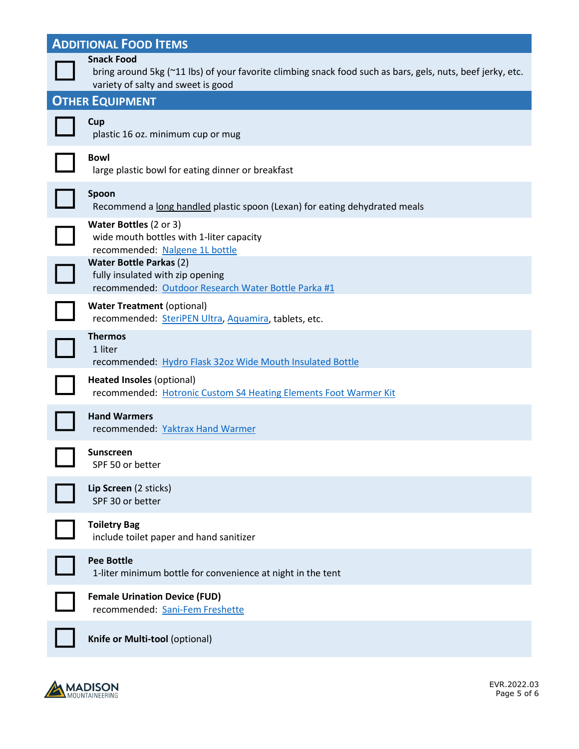## Additional Food Items

- [ ] **Snack Food**
  bring around 5kg (~11 lbs) of your favorite climbing snack food such as bars, gels, nuts, beef jerky, etc. variety of salty and sweet is good

## Other Equipment

- [ ] **Cup**
  plastic 16 oz. minimum cup or mug
- [ ] **Bowl**
  large plastic bowl for eating dinner or breakfast
- [ ] **Spoon**
  Recommend a long handled plastic spoon (Lexan) for eating dehydrated meals
- [ ] **Water Bottles** (2 or 3)
  wide mouth bottles with 1-liter capacity
  recommended: Nalgene 1L bottle
- [ ] **Water Bottle Parkas** (2)
  fully insulated with zip opening
  recommended: Outdoor Research Water Bottle Parka #1
- [ ] **Water Treatment** (optional)
  recommended: SteriPEN Ultra, Aquamira, tablets, etc.
- [ ] **Thermos**
  1 liter
  recommended: Hydro Flask 32oz Wide Mouth Insulated Bottle
- [ ] **Heated Insoles** (optional)
  recommended: Hotronic Custom S4 Heating Elements Foot Warmer Kit
- [ ] **Hand Warmers**
  recommended: Yaktrax Hand Warmer
- [ ] **Sunscreen**
  SPF 50 or better
- [ ] **Lip Screen** (2 sticks)
  SPF 30 or better
- [ ] **Toiletry Bag**
  include toilet paper and hand sanitizer
- [ ] **Pee Bottle**
  1-liter minimum bottle for convenience at night in the tent
- [ ] **Female Urination Device (FUD)**
  recommended: Sani-Fem Freshette
- [ ] **Knife or Multi-tool** (optional)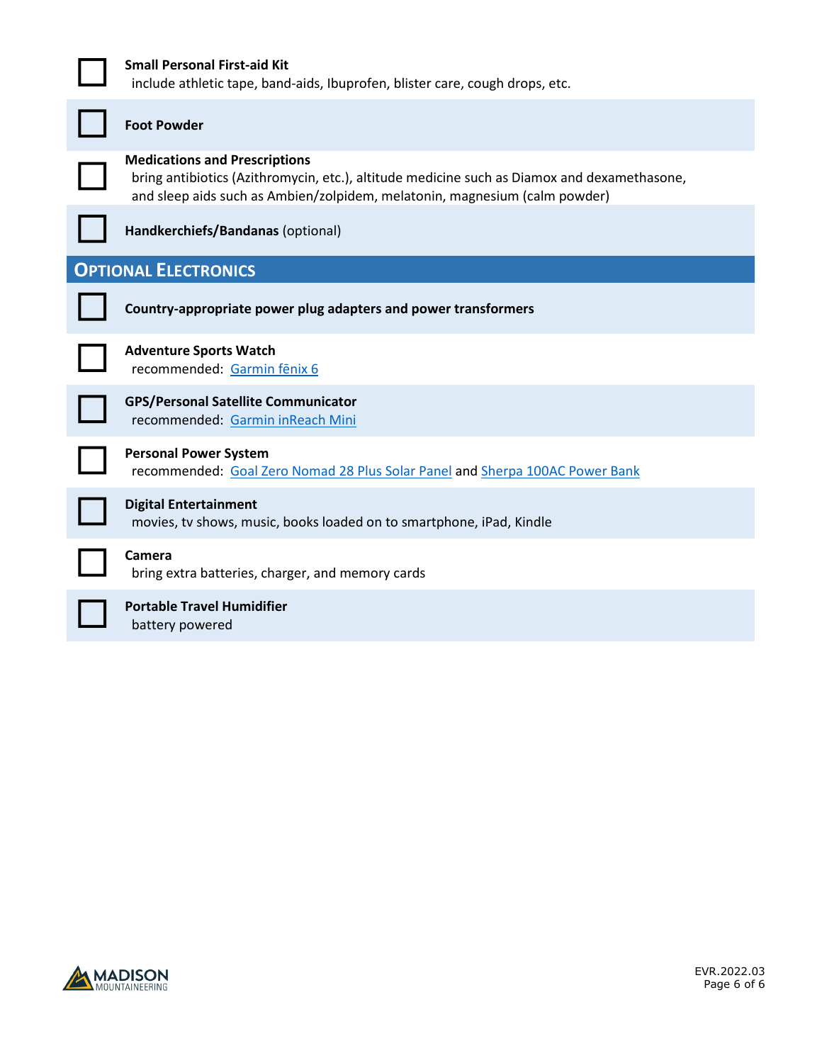- [ ] **Small Personal First-aid Kit**
  include athletic tape, band-aids, Ibuprofen, blister care, cough drops, etc.
- [ ] **Foot Powder**
- [ ] **Medications and Prescriptions**
  bring antibiotics (Azithromycin, etc.), altitude medicine such as Diamox and dexamethasone, and sleep aids such as Ambien/zolpidem, melatonin, magnesium (calm powder)
- [ ] **Handkerchiefs/Bandanas** (optional)

## OPTIONAL ELECTRONICS

- [ ] **Country-appropriate power plug adapters and power transformers**
- [ ] **Adventure Sports Watch**
  recommended: Garmin fēnix 6
- [ ] **GPS/Personal Satellite Communicator**
  recommended: Garmin inReach Mini
- [ ] **Personal Power System**
  recommended: Goal Zero Nomad 28 Plus Solar Panel and Sherpa 100AC Power Bank
- [ ] **Digital Entertainment**
  movies, tv shows, music, books loaded on to smartphone, iPad, Kindle
- [ ] **Camera**
  bring extra batteries, charger, and memory cards
- [ ] **Portable Travel Humidifier**
  battery powered